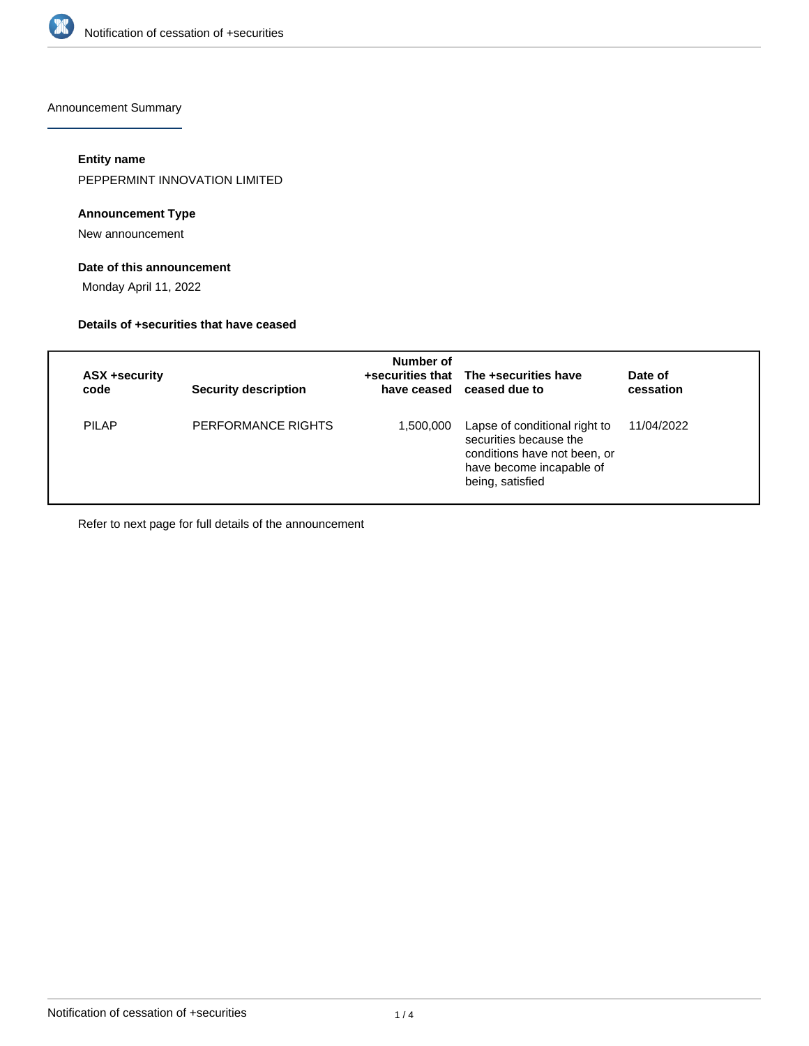# Notification of cessation of +securities

## Announcement Summary

### Entity name

PEPPERMINT INNOVATION LIMITED

### Announcement Type

New announcement

### Date of this announcement

Monday April 11, 2022

### Details of +securities that have ceased

| ASX +security code | Security description | Number of +securities that have ceased | The +securities have ceased due to | Date of cessation |
|---|---|---|---|---|
| PILAP | PERFORMANCE RIGHTS | 1,500,000 | Lapse of conditional right to securities because the conditions have not been, or have become incapable of being, satisfied | 11/04/2022 |

Refer to next page for full details of the announcement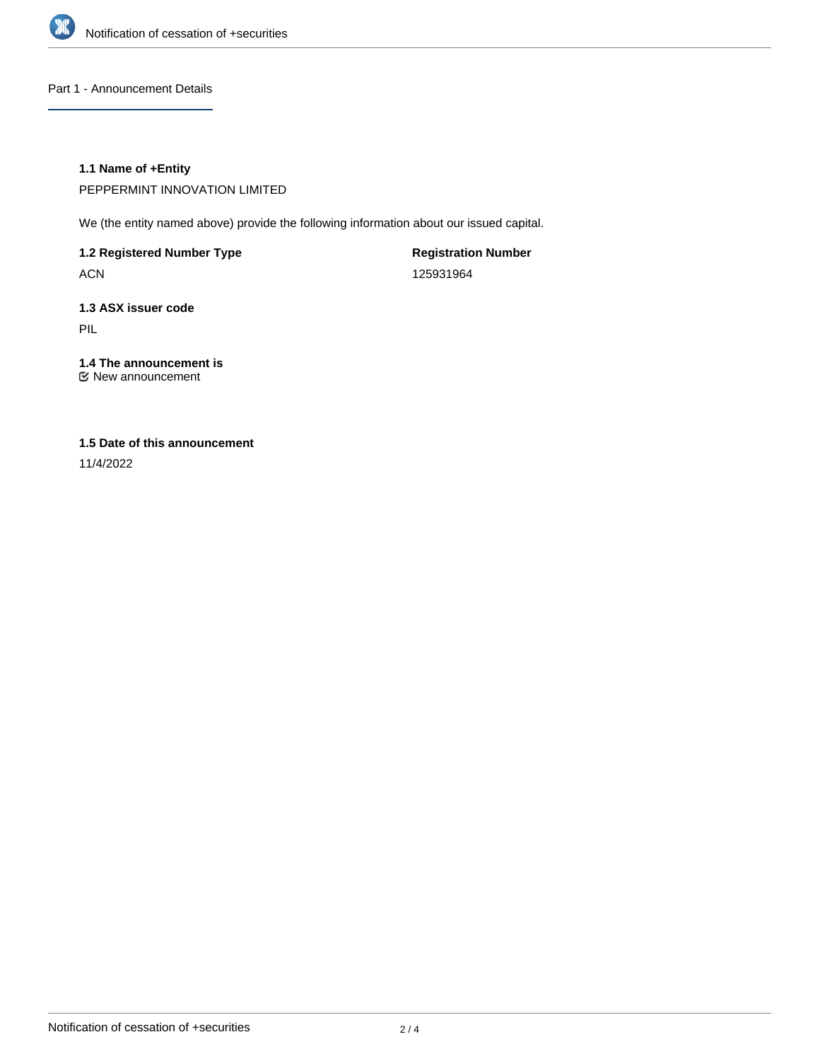## Part 1 - Announcement Details

**1.1 Name of +Entity**

PEPPERMINT INNOVATION LIMITED

We (the entity named above) provide the following information about our issued capital.

**1.2 Registered Number Type**

ACN

**Registration Number**

125931964

**1.3 ASX issuer code**

PIL

**1.4 The announcement is**

New announcement

**1.5 Date of this announcement**

11/4/2022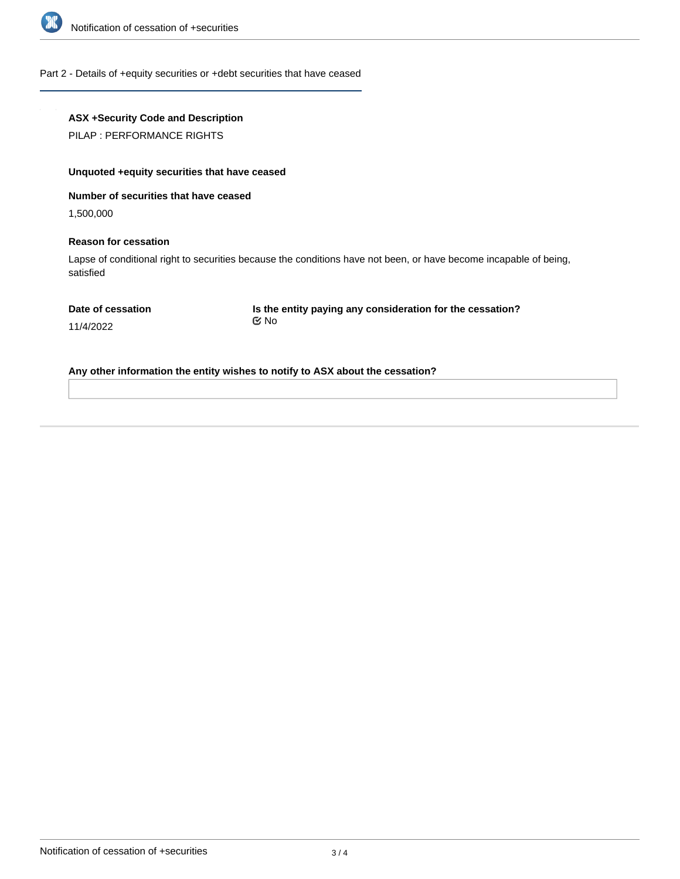## Part 2 - Details of +equity securities or +debt securities that have ceased

**ASX +Security Code and Description**

PILAP : PERFORMANCE RIGHTS

**Unquoted +equity securities that have ceased**

**Number of securities that have ceased**

1,500,000

**Reason for cessation**

Lapse of conditional right to securities because the conditions have not been, or have become incapable of being, satisfied

**Date of cessation**

11/4/2022

**Is the entity paying any consideration for the cessation?**

☑ No

**Any other information the entity wishes to notify to ASX about the cessation?**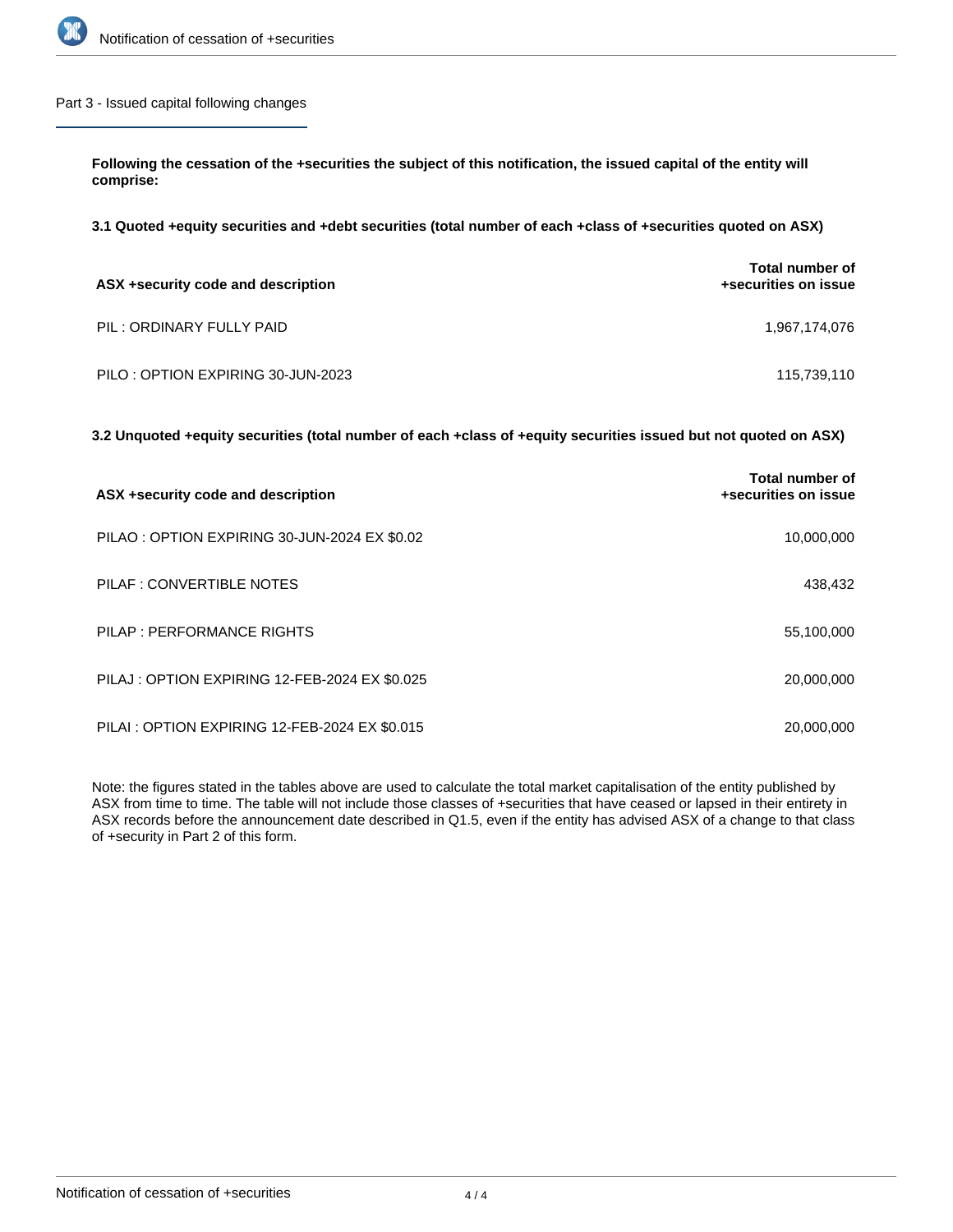## Part 3 - Issued capital following changes

**Following the cessation of the +securities the subject of this notification, the issued capital of the entity will comprise:**

**3.1 Quoted +equity securities and +debt securities (total number of each +class of +securities quoted on ASX)**

| ASX +security code and description | Total number of +securities on issue |
|---|---|
| PIL : ORDINARY FULLY PAID | 1,967,174,076 |
| PILO : OPTION EXPIRING 30-JUN-2023 | 115,739,110 |

**3.2 Unquoted +equity securities (total number of each +class of +equity securities issued but not quoted on ASX)**

| ASX +security code and description | Total number of +securities on issue |
|---|---|
| PILAO : OPTION EXPIRING 30-JUN-2024 EX $0.02 | 10,000,000 |
| PILAF : CONVERTIBLE NOTES | 438,432 |
| PILAP : PERFORMANCE RIGHTS | 55,100,000 |
| PILAJ : OPTION EXPIRING 12-FEB-2024 EX $0.025 | 20,000,000 |
| PILAI : OPTION EXPIRING 12-FEB-2024 EX $0.015 | 20,000,000 |

Note: the figures stated in the tables above are used to calculate the total market capitalisation of the entity published by ASX from time to time. The table will not include those classes of +securities that have ceased or lapsed in their entirety in ASX records before the announcement date described in Q1.5, even if the entity has advised ASX of a change to that class of +security in Part 2 of this form.